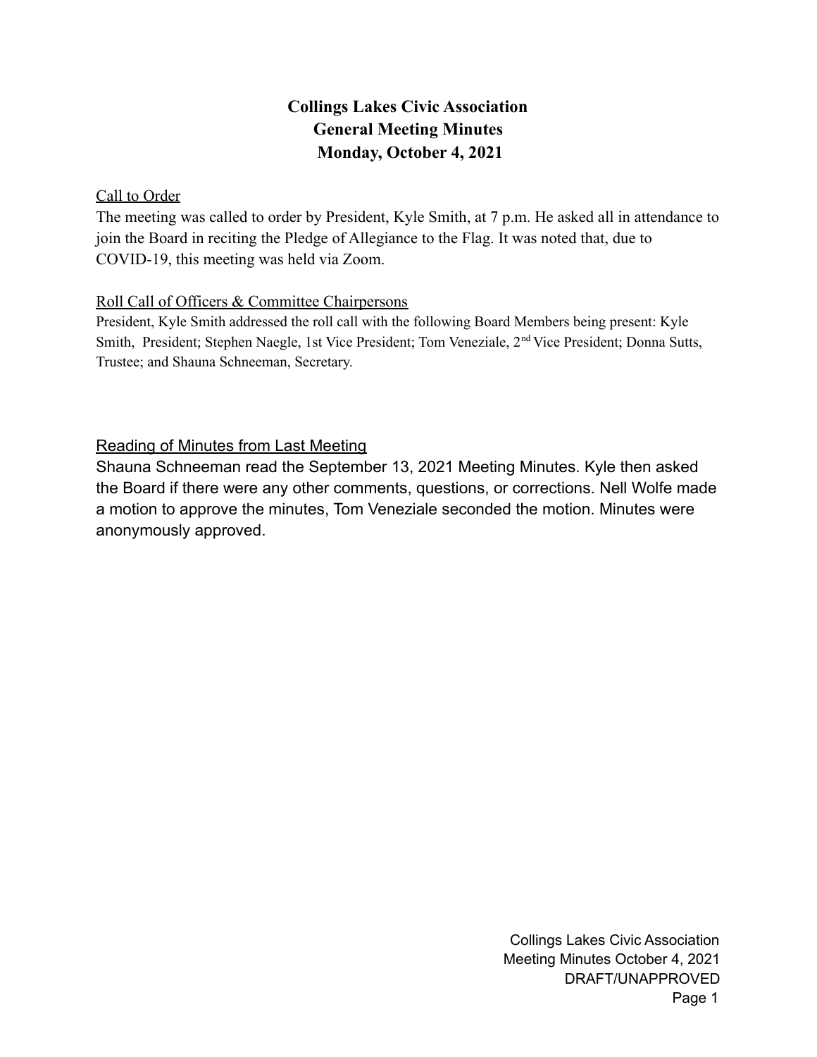# Collings Lakes Civic Association
## General Meeting Minutes
## Monday, October 4, 2021

Call to Order

The meeting was called to order by President, Kyle Smith, at 7 p.m. He asked all in attendance to join the Board in reciting the Pledge of Allegiance to the Flag. It was noted that, due to COVID-19, this meeting was held via Zoom.

Roll Call of Officers & Committee Chairpersons

President, Kyle Smith addressed the roll call with the following Board Members being present: Kyle Smith, President; Stephen Naegle, 1st Vice President; Tom Veneziale, 2nd Vice President; Donna Sutts, Trustee; and Shauna Schneeman, Secretary.

Reading of Minutes from Last Meeting

Shauna Schneeman read the September 13, 2021 Meeting Minutes. Kyle then asked the Board if there were any other comments, questions, or corrections. Nell Wolfe made a motion to approve the minutes, Tom Veneziale seconded the motion. Minutes were anonymously approved.

Collings Lakes Civic Association
Meeting Minutes October 4, 2021
DRAFT/UNAPPROVED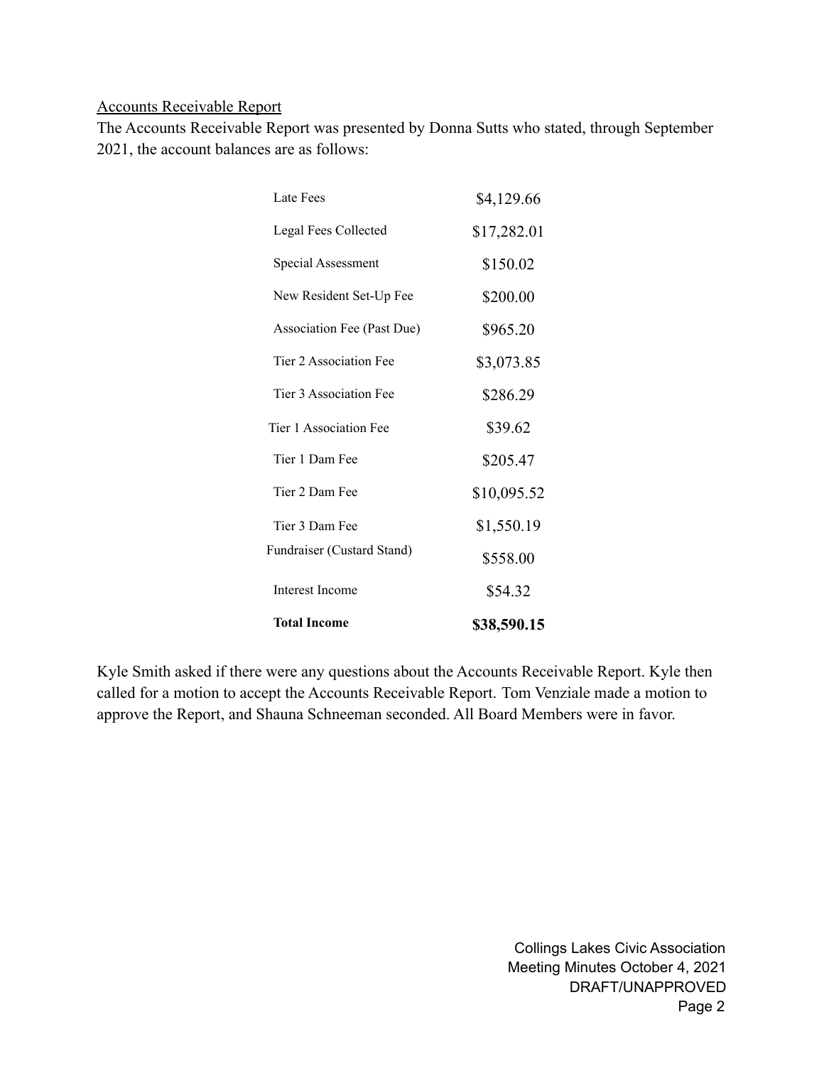<u>Accounts Receivable Report</u>

The Accounts Receivable Report was presented by Donna Sutts who stated, through September 2021, the account balances are as follows:

| | |
|---|---|
| Late Fees | $4,129.66 |
| Legal Fees Collected | $17,282.01 |
| Special Assessment | $150.02 |
| New Resident Set-Up Fee | $200.00 |
| Association Fee (Past Due) | $965.20 |
| Tier 2 Association Fee | $3,073.85 |
| Tier 3 Association Fee | $286.29 |
| Tier 1 Association Fee | $39.62 |
| Tier 1 Dam Fee | $205.47 |
| Tier 2 Dam Fee | $10,095.52 |
| Tier 3 Dam Fee | $1,550.19 |
| Fundraiser (Custard Stand) | $558.00 |
| Interest Income | $54.32 |
| **Total Income** | **$38,590.15** |

Kyle Smith asked if there were any questions about the Accounts Receivable Report. Kyle then called for a motion to accept the Accounts Receivable Report. Tom Venziale made a motion to approve the Report, and Shauna Schneeman seconded. All Board Members were in favor.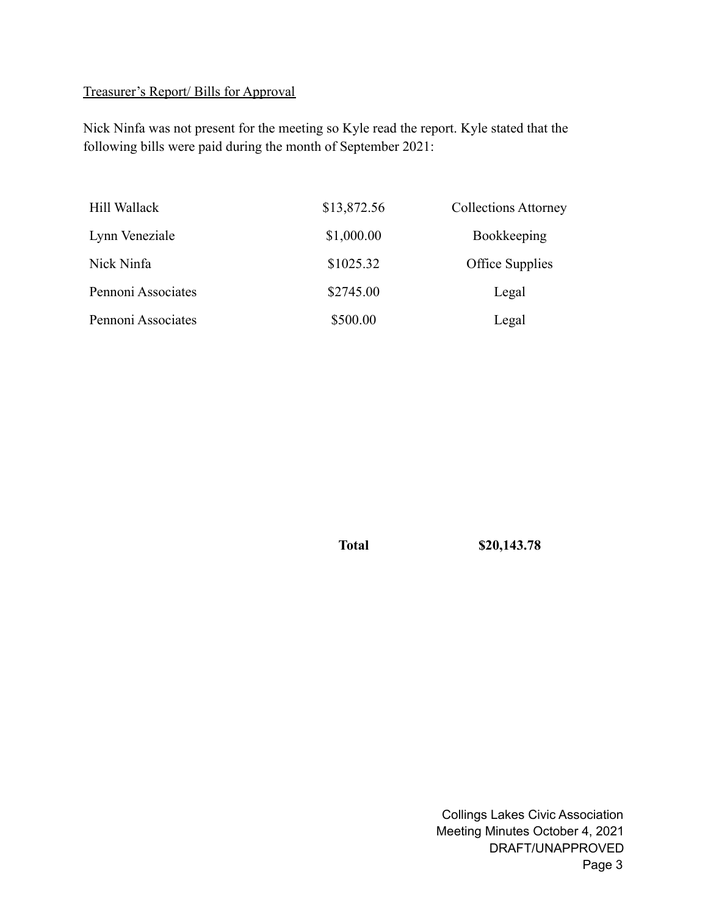<u>Treasurer's Report/ Bills for Approval</u>

Nick Ninfa was not present for the meeting so Kyle read the report. Kyle stated that the following bills were paid during the month of September 2021:

| | | |
|---|---|---|
| Hill Wallack | $13,872.56 | Collections Attorney |
| Lynn Veneziale | $1,000.00 | Bookkeeping |
| Nick Ninfa | $1025.32 | Office Supplies |
| Pennoni Associates | $2745.00 | Legal |
| Pennoni Associates | $500.00 | Legal |
| | **Total** | **$20,143.78** |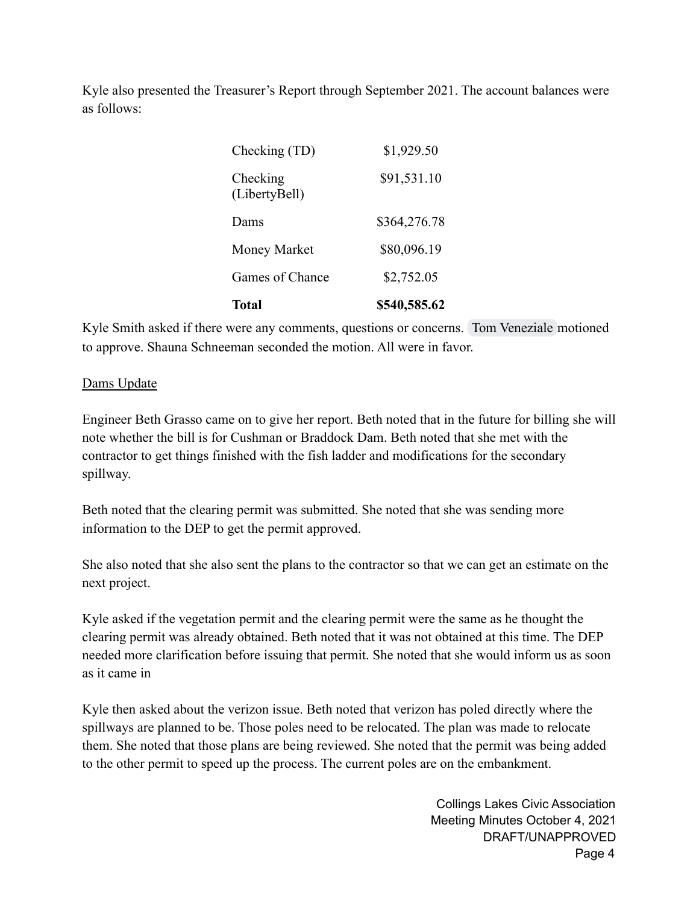Kyle also presented the Treasurer's Report through September 2021. The account balances were as follows:

| | |
|---|---|
| Checking (TD) | $1,929.50 |
| Checking (LibertyBell) | $91,531.10 |
| Dams | $364,276.78 |
| Money Market | $80,096.19 |
| Games of Chance | $2,752.05 |
| **Total** | **$540,585.62** |

Kyle Smith asked if there were any comments, questions or concerns. Tom Veneziale motioned to approve. Shauna Schneeman seconded the motion. All were in favor.

Dams Update

Engineer Beth Grasso came on to give her report. Beth noted that in the future for billing she will note whether the bill is for Cushman or Braddock Dam. Beth noted that she met with the contractor to get things finished with the fish ladder and modifications for the secondary spillway.

Beth noted that the clearing permit was submitted. She noted that she was sending more information to the DEP to get the permit approved.

She also noted that she also sent the plans to the contractor so that we can get an estimate on the next project.

Kyle asked if the vegetation permit and the clearing permit were the same as he thought the clearing permit was already obtained. Beth noted that it was not obtained at this time. The DEP needed more clarification before issuing that permit. She noted that she would inform us as soon as it came in

Kyle then asked about the verizon issue. Beth noted that verizon has poled directly where the spillways are planned to be. Those poles need to be relocated. The plan was made to relocate them. She noted that those plans are being reviewed. She noted that the permit was being added to the other permit to speed up the process. The current poles are on the embankment.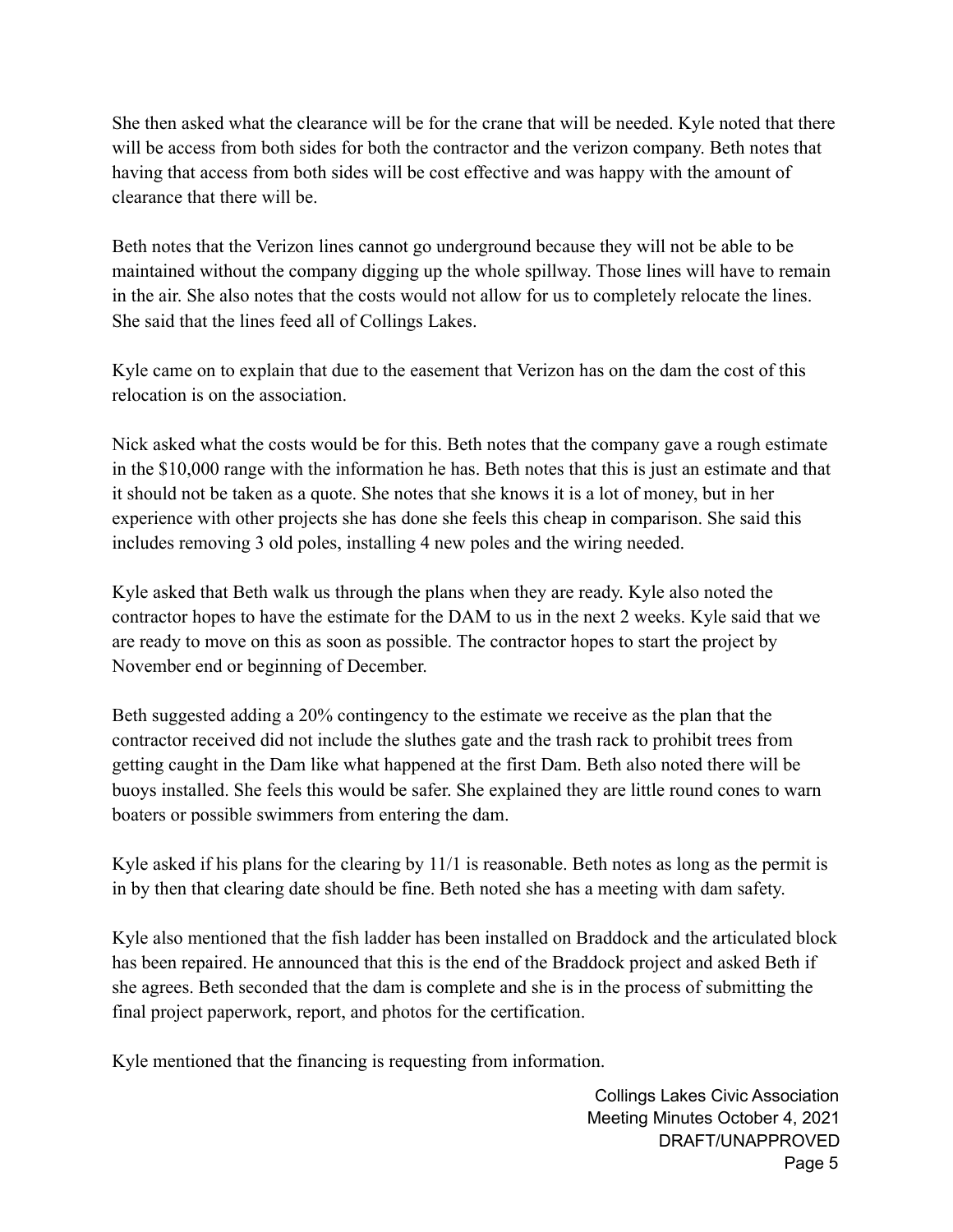She then asked what the clearance will be for the crane that will be needed. Kyle noted that there will be access from both sides for both the contractor and the verizon company. Beth notes that having that access from both sides will be cost effective and was happy with the amount of clearance that there will be.

Beth notes that the Verizon lines cannot go underground because they will not be able to be maintained without the company digging up the whole spillway. Those lines will have to remain in the air. She also notes that the costs would not allow for us to completely relocate the lines. She said that the lines feed all of Collings Lakes.

Kyle came on to explain that due to the easement that Verizon has on the dam the cost of this relocation is on the association.

Nick asked what the costs would be for this. Beth notes that the company gave a rough estimate in the $10,000 range with the information he has. Beth notes that this is just an estimate and that it should not be taken as a quote. She notes that she knows it is a lot of money, but in her experience with other projects she has done she feels this cheap in comparison. She said this includes removing 3 old poles, installing 4 new poles and the wiring needed.

Kyle asked that Beth walk us through the plans when they are ready. Kyle also noted the contractor hopes to have the estimate for the DAM to us in the next 2 weeks. Kyle said that we are ready to move on this as soon as possible. The contractor hopes to start the project by November end or beginning of December.

Beth suggested adding a 20% contingency to the estimate we receive as the plan that the contractor received did not include the sluthes gate and the trash rack to prohibit trees from getting caught in the Dam like what happened at the first Dam. Beth also noted there will be buoys installed. She feels this would be safer. She explained they are little round cones to warn boaters or possible swimmers from entering the dam.

Kyle asked if his plans for the clearing by 11/1 is reasonable. Beth notes as long as the permit is in by then that clearing date should be fine. Beth noted she has a meeting with dam safety.

Kyle also mentioned that the fish ladder has been installed on Braddock and the articulated block has been repaired. He announced that this is the end of the Braddock project and asked Beth if she agrees. Beth seconded that the dam is complete and she is in the process of submitting the final project paperwork, report, and photos for the certification.

Kyle mentioned that the financing is requesting from information.

Collings Lakes Civic Association
Meeting Minutes October 4, 2021
DRAFT/UNAPPROVED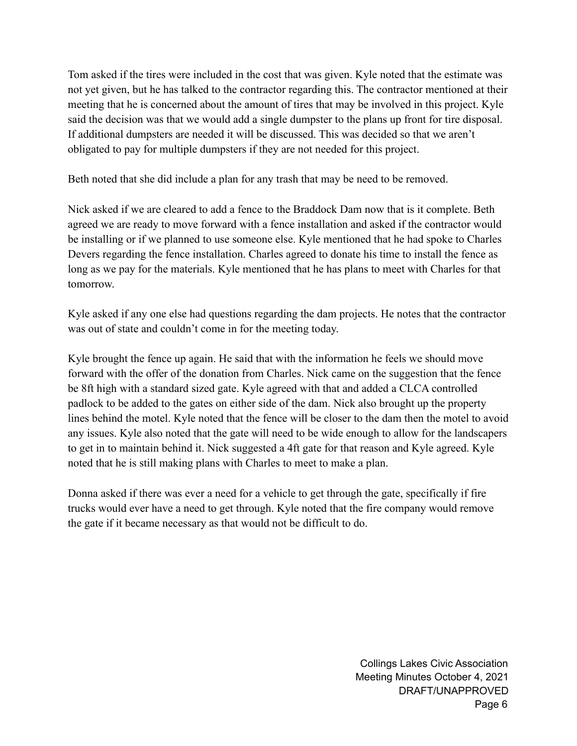Tom asked if the tires were included in the cost that was given. Kyle noted that the estimate was not yet given, but he has talked to the contractor regarding this. The contractor mentioned at their meeting that he is concerned about the amount of tires that may be involved in this project. Kyle said the decision was that we would add a single dumpster to the plans up front for tire disposal. If additional dumpsters are needed it will be discussed. This was decided so that we aren't obligated to pay for multiple dumpsters if they are not needed for this project.

Beth noted that she did include a plan for any trash that may be need to be removed.

Nick asked if we are cleared to add a fence to the Braddock Dam now that is it complete. Beth agreed we are ready to move forward with a fence installation and asked if the contractor would be installing or if we planned to use someone else. Kyle mentioned that he had spoke to Charles Devers regarding the fence installation. Charles agreed to donate his time to install the fence as long as we pay for the materials. Kyle mentioned that he has plans to meet with Charles for that tomorrow.

Kyle asked if any one else had questions regarding the dam projects. He notes that the contractor was out of state and couldn't come in for the meeting today.

Kyle brought the fence up again. He said that with the information he feels we should move forward with the offer of the donation from Charles. Nick came on the suggestion that the fence be 8ft high with a standard sized gate. Kyle agreed with that and added a CLCA controlled padlock to be added to the gates on either side of the dam. Nick also brought up the property lines behind the motel. Kyle noted that the fence will be closer to the dam then the motel to avoid any issues. Kyle also noted that the gate will need to be wide enough to allow for the landscapers to get in to maintain behind it. Nick suggested a 4ft gate for that reason and Kyle agreed. Kyle noted that he is still making plans with Charles to meet to make a plan.

Donna asked if there was ever a need for a vehicle to get through the gate, specifically if fire trucks would ever have a need to get through. Kyle noted that the fire company would remove the gate if it became necessary as that would not be difficult to do.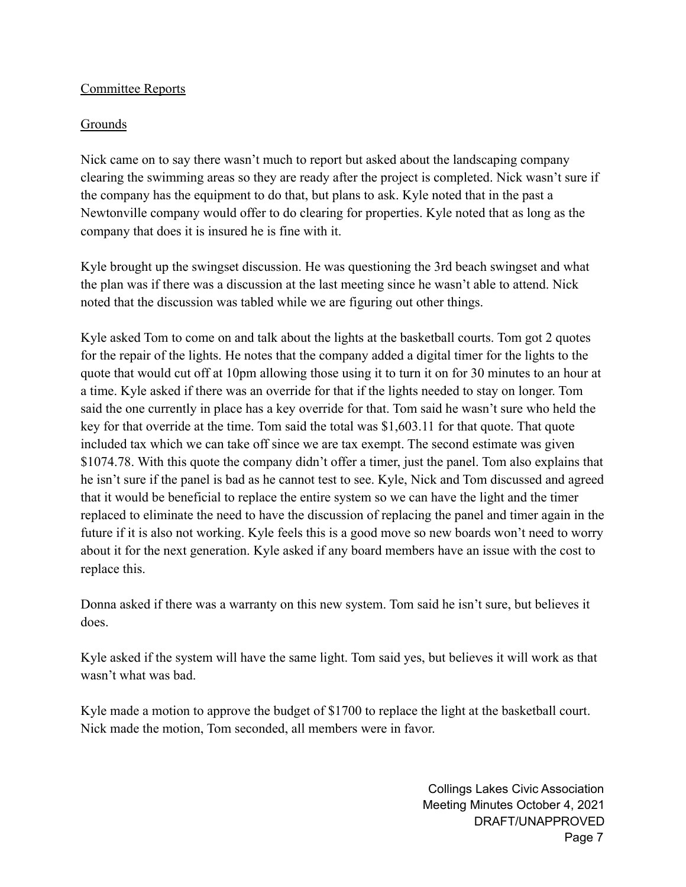<u>Committee Reports</u>

<u>Grounds</u>

Nick came on to say there wasn't much to report but asked about the landscaping company clearing the swimming areas so they are ready after the project is completed. Nick wasn't sure if the company has the equipment to do that, but plans to ask. Kyle noted that in the past a Newtonville company would offer to do clearing for properties. Kyle noted that as long as the company that does it is insured he is fine with it.

Kyle brought up the swingset discussion. He was questioning the 3rd beach swingset and what the plan was if there was a discussion at the last meeting since he wasn't able to attend. Nick noted that the discussion was tabled while we are figuring out other things.

Kyle asked Tom to come on and talk about the lights at the basketball courts. Tom got 2 quotes for the repair of the lights. He notes that the company added a digital timer for the lights to the quote that would cut off at 10pm allowing those using it to turn it on for 30 minutes to an hour at a time. Kyle asked if there was an override for that if the lights needed to stay on longer. Tom said the one currently in place has a key override for that. Tom said he wasn't sure who held the key for that override at the time. Tom said the total was $1,603.11 for that quote. That quote included tax which we can take off since we are tax exempt. The second estimate was given $1074.78. With this quote the company didn't offer a timer, just the panel. Tom also explains that he isn't sure if the panel is bad as he cannot test to see. Kyle, Nick and Tom discussed and agreed that it would be beneficial to replace the entire system so we can have the light and the timer replaced to eliminate the need to have the discussion of replacing the panel and timer again in the future if it is also not working. Kyle feels this is a good move so new boards won't need to worry about it for the next generation. Kyle asked if any board members have an issue with the cost to replace this.

Donna asked if there was a warranty on this new system. Tom said he isn't sure, but believes it does.

Kyle asked if the system will have the same light. Tom said yes, but believes it will work as that wasn't what was bad.

Kyle made a motion to approve the budget of $1700 to replace the light at the basketball court. Nick made the motion, Tom seconded, all members were in favor.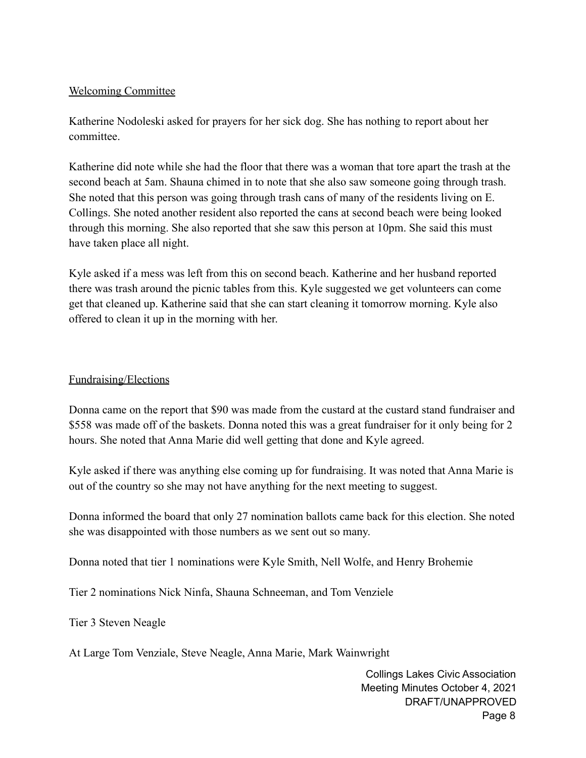## Welcoming Committee

Katherine Nodoleski asked for prayers for her sick dog. She has nothing to report about her committee.

Katherine did note while she had the floor that there was a woman that tore apart the trash at the second beach at 5am. Shauna chimed in to note that she also saw someone going through trash. She noted that this person was going through trash cans of many of the residents living on E. Collings. She noted another resident also reported the cans at second beach were being looked through this morning. She also reported that she saw this person at 10pm. She said this must have taken place all night.

Kyle asked if a mess was left from this on second beach. Katherine and her husband reported there was trash around the picnic tables from this. Kyle suggested we get volunteers can come get that cleaned up. Katherine said that she can start cleaning it tomorrow morning. Kyle also offered to clean it up in the morning with her.

## Fundraising/Elections

Donna came on the report that $90 was made from the custard at the custard stand fundraiser and $558 was made off of the baskets. Donna noted this was a great fundraiser for it only being for 2 hours. She noted that Anna Marie did well getting that done and Kyle agreed.

Kyle asked if there was anything else coming up for fundraising. It was noted that Anna Marie is out of the country so she may not have anything for the next meeting to suggest.

Donna informed the board that only 27 nomination ballots came back for this election. She noted she was disappointed with those numbers as we sent out so many.

Donna noted that tier 1 nominations were Kyle Smith, Nell Wolfe, and Henry Brohemie

Tier 2 nominations Nick Ninfa, Shauna Schneeman, and Tom Venziele

Tier 3 Steven Neagle

At Large Tom Venziale, Steve Neagle, Anna Marie, Mark Wainwright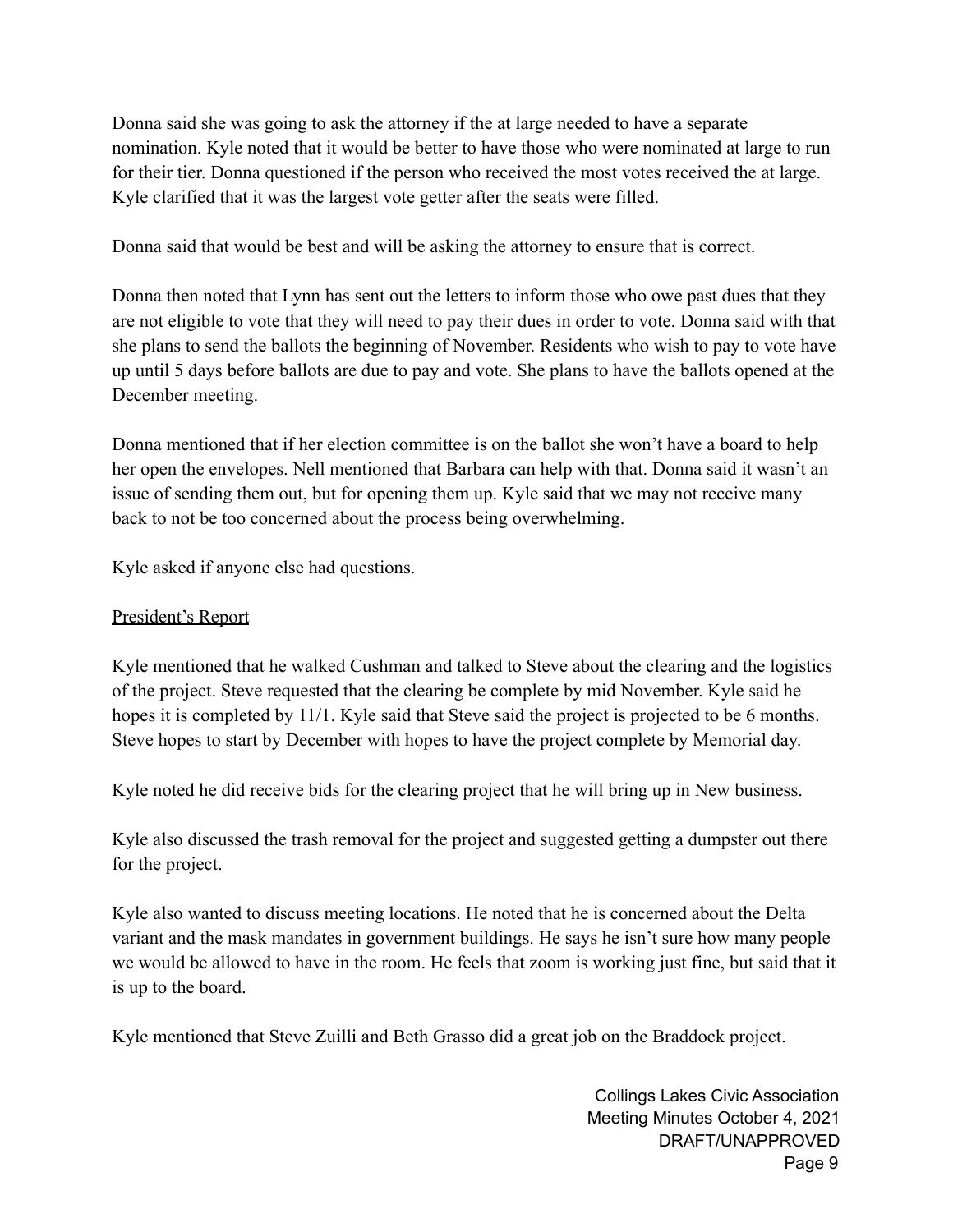Donna said she was going to ask the attorney if the at large needed to have a separate nomination. Kyle noted that it would be better to have those who were nominated at large to run for their tier. Donna questioned if the person who received the most votes received the at large. Kyle clarified that it was the largest vote getter after the seats were filled.

Donna said that would be best and will be asking the attorney to ensure that is correct.

Donna then noted that Lynn has sent out the letters to inform those who owe past dues that they are not eligible to vote that they will need to pay their dues in order to vote. Donna said with that she plans to send the ballots the beginning of November. Residents who wish to pay to vote have up until 5 days before ballots are due to pay and vote. She plans to have the ballots opened at the December meeting.

Donna mentioned that if her election committee is on the ballot she won't have a board to help her open the envelopes. Nell mentioned that Barbara can help with that. Donna said it wasn't an issue of sending them out, but for opening them up. Kyle said that we may not receive many back to not be too concerned about the process being overwhelming.

Kyle asked if anyone else had questions.

President's Report

Kyle mentioned that he walked Cushman and talked to Steve about the clearing and the logistics of the project. Steve requested that the clearing be complete by mid November. Kyle said he hopes it is completed by 11/1. Kyle said that Steve said the project is projected to be 6 months. Steve hopes to start by December with hopes to have the project complete by Memorial day.

Kyle noted he did receive bids for the clearing project that he will bring up in New business.

Kyle also discussed the trash removal for the project and suggested getting a dumpster out there for the project.

Kyle also wanted to discuss meeting locations. He noted that he is concerned about the Delta variant and the mask mandates in government buildings. He says he isn't sure how many people we would be allowed to have in the room. He feels that zoom is working just fine, but said that it is up to the board.

Kyle mentioned that Steve Zuilli and Beth Grasso did a great job on the Braddock project.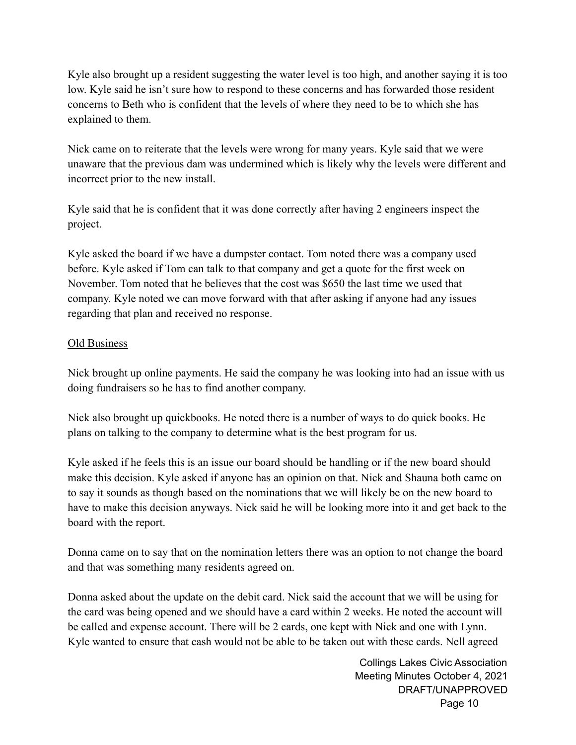Kyle also brought up a resident suggesting the water level is too high, and another saying it is too low. Kyle said he isn't sure how to respond to these concerns and has forwarded those resident concerns to Beth who is confident that the levels of where they need to be to which she has explained to them.

Nick came on to reiterate that the levels were wrong for many years. Kyle said that we were unaware that the previous dam was undermined which is likely why the levels were different and incorrect prior to the new install.

Kyle said that he is confident that it was done correctly after having 2 engineers inspect the project.

Kyle asked the board if we have a dumpster contact. Tom noted there was a company used before. Kyle asked if Tom can talk to that company and get a quote for the first week on November. Tom noted that he believes that the cost was $650 the last time we used that company. Kyle noted we can move forward with that after asking if anyone had any issues regarding that plan and received no response.

<u>Old Business</u>

Nick brought up online payments. He said the company he was looking into had an issue with us doing fundraisers so he has to find another company.

Nick also brought up quickbooks. He noted there is a number of ways to do quick books. He plans on talking to the company to determine what is the best program for us.

Kyle asked if he feels this is an issue our board should be handling or if the new board should make this decision. Kyle asked if anyone has an opinion on that. Nick and Shauna both came on to say it sounds as though based on the nominations that we will likely be on the new board to have to make this decision anyways. Nick said he will be looking more into it and get back to the board with the report.

Donna came on to say that on the nomination letters there was an option to not change the board and that was something many residents agreed on.

Donna asked about the update on the debit card. Nick said the account that we will be using for the card was being opened and we should have a card within 2 weeks. He noted the account will be called and expense account. There will be 2 cards, one kept with Nick and one with Lynn. Kyle wanted to ensure that cash would not be able to be taken out with these cards. Nell agreed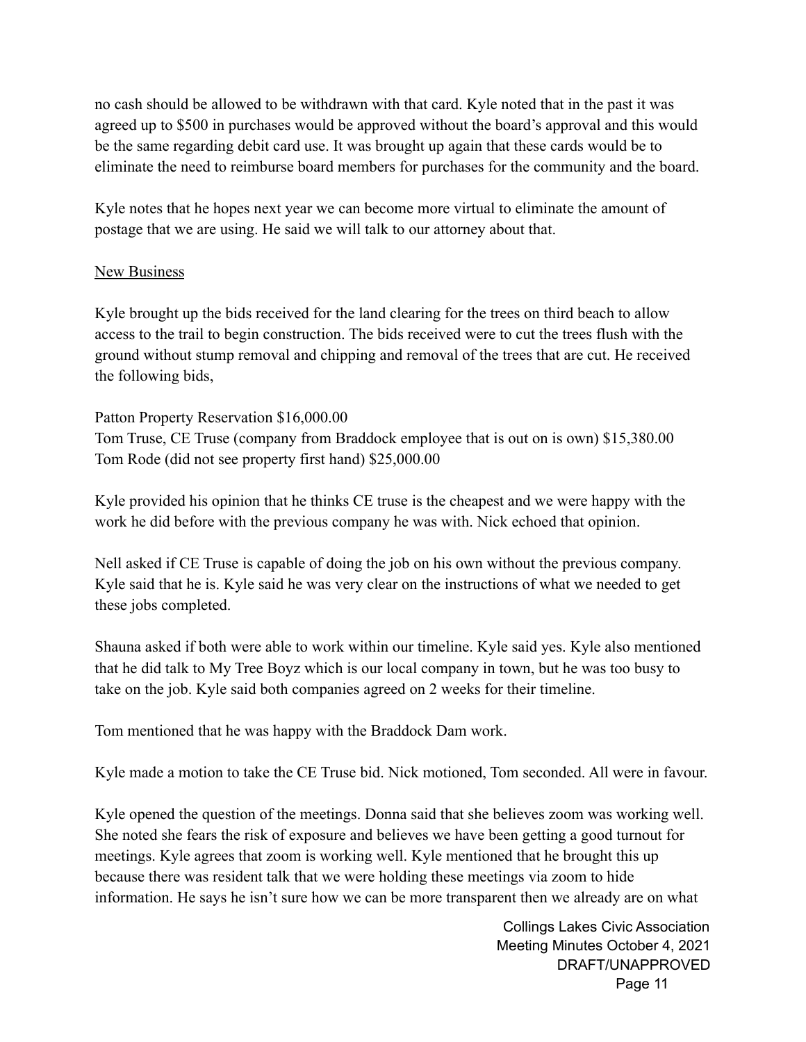no cash should be allowed to be withdrawn with that card. Kyle noted that in the past it was agreed up to $500 in purchases would be approved without the board's approval and this would be the same regarding debit card use. It was brought up again that these cards would be to eliminate the need to reimburse board members for purchases for the community and the board.

Kyle notes that he hopes next year we can become more virtual to eliminate the amount of postage that we are using. He said we will talk to our attorney about that.

<u>New Business</u>

Kyle brought up the bids received for the land clearing for the trees on third beach to allow access to the trail to begin construction. The bids received were to cut the trees flush with the ground without stump removal and chipping and removal of the trees that are cut. He received the following bids,

Patton Property Reservation $16,000.00
Tom Truse, CE Truse (company from Braddock employee that is out on is own) $15,380.00
Tom Rode (did not see property first hand) $25,000.00

Kyle provided his opinion that he thinks CE truse is the cheapest and we were happy with the work he did before with the previous company he was with. Nick echoed that opinion.

Nell asked if CE Truse is capable of doing the job on his own without the previous company. Kyle said that he is. Kyle said he was very clear on the instructions of what we needed to get these jobs completed.

Shauna asked if both were able to work within our timeline. Kyle said yes. Kyle also mentioned that he did talk to My Tree Boyz which is our local company in town, but he was too busy to take on the job. Kyle said both companies agreed on 2 weeks for their timeline.

Tom mentioned that he was happy with the Braddock Dam work.

Kyle made a motion to take the CE Truse bid. Nick motioned, Tom seconded. All were in favour.

Kyle opened the question of the meetings. Donna said that she believes zoom was working well. She noted she fears the risk of exposure and believes we have been getting a good turnout for meetings. Kyle agrees that zoom is working well. Kyle mentioned that he brought this up because there was resident talk that we were holding these meetings via zoom to hide information. He says he isn't sure how we can be more transparent then we already are on what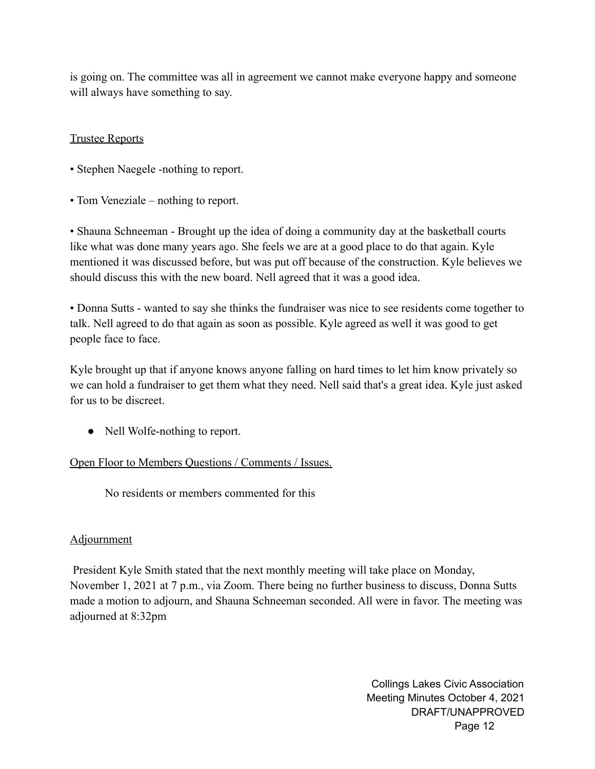is going on. The committee was all in agreement we cannot make everyone happy and someone will always have something to say.

<u>Trustee Reports</u>

• Stephen Naegele -nothing to report.

• Tom Veneziale – nothing to report.

• Shauna Schneeman - Brought up the idea of doing a community day at the basketball courts like what was done many years ago. She feels we are at a good place to do that again. Kyle mentioned it was discussed before, but was put off because of the construction. Kyle believes we should discuss this with the new board. Nell agreed that it was a good idea.

• Donna Sutts - wanted to say she thinks the fundraiser was nice to see residents come together to talk. Nell agreed to do that again as soon as possible. Kyle agreed as well it was good to get people face to face.

Kyle brought up that if anyone knows anyone falling on hard times to let him know privately so we can hold a fundraiser to get them what they need. Nell said that's a great idea. Kyle just asked for us to be discreet.

- Nell Wolfe-nothing to report.

<u>Open Floor to Members Questions / Comments / Issues.</u>

No residents or members commented for this

<u>Adjournment</u>

President Kyle Smith stated that the next monthly meeting will take place on Monday, November 1, 2021 at 7 p.m., via Zoom. There being no further business to discuss, Donna Sutts made a motion to adjourn, and Shauna Schneeman seconded. All were in favor. The meeting was adjourned at 8:32pm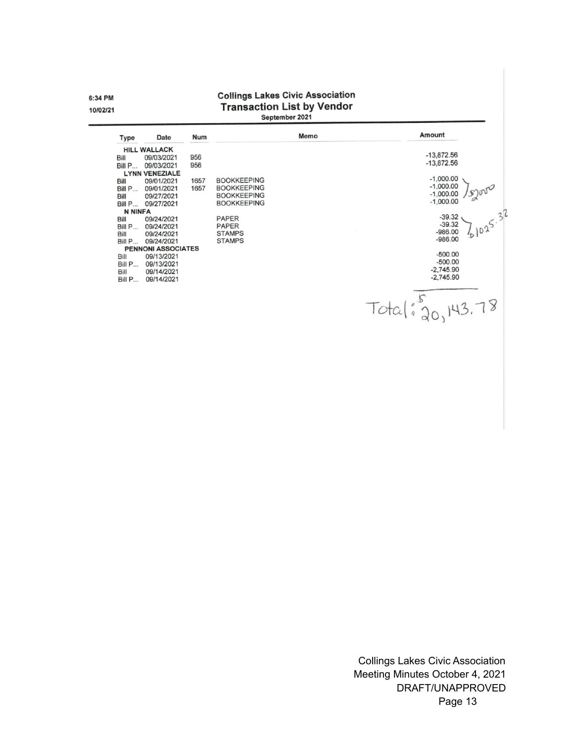6:34 PM

10/02/21

# Collings Lakes Civic Association

## Transaction List by Vendor

September 2021

| Type | Date | Num | Memo | Amount |
|---|---|---|---|---|
| **HILL WALLACK** | | | | |
| Bill | 09/03/2021 | 956 | | -13,872.56 |
| Bill P... | 09/03/2021 | 956 | | -13,872.56 |
| **LYNN VENEZIALE** | | | | |
| Bill | 09/01/2021 | 1657 | BOOKKEEPING | -1,000.00 |
| Bill P... | 09/01/2021 | 1657 | BOOKKEEPING | -1,000.00 |
| Bill | 09/27/2021 | | BOOKKEEPING | -1,000.00 |
| Bill P... | 09/27/2021 | | BOOKKEEPING | -1,000.00 |
| **N NINFA** | | | | |
| Bill | 09/24/2021 | | PAPER | -39.32 |
| Bill P... | 09/24/2021 | | PAPER | -39.32 |
| Bill | 09/24/2021 | | STAMPS | -986.00 |
| Bill P... | 09/24/2021 | | STAMPS | -986.00 |
| **PENNONI ASSOCIATES** | | | | |
| Bill | 09/13/2021 | | | -500.00 |
| Bill P... | 09/13/2021 | | | -500.00 |
| Bill | 09/14/2021 | | | -2,745.90 |
| Bill P... | 09/14/2021 | | | -2,745.90 |

Handwritten notes: $2000 (Lynn Veneziale); $1025.32 (N Ninfa)

Total: $20,143.78

Collings Lakes Civic Association
Meeting Minutes October 4, 2021
DRAFT/UNAPPROVED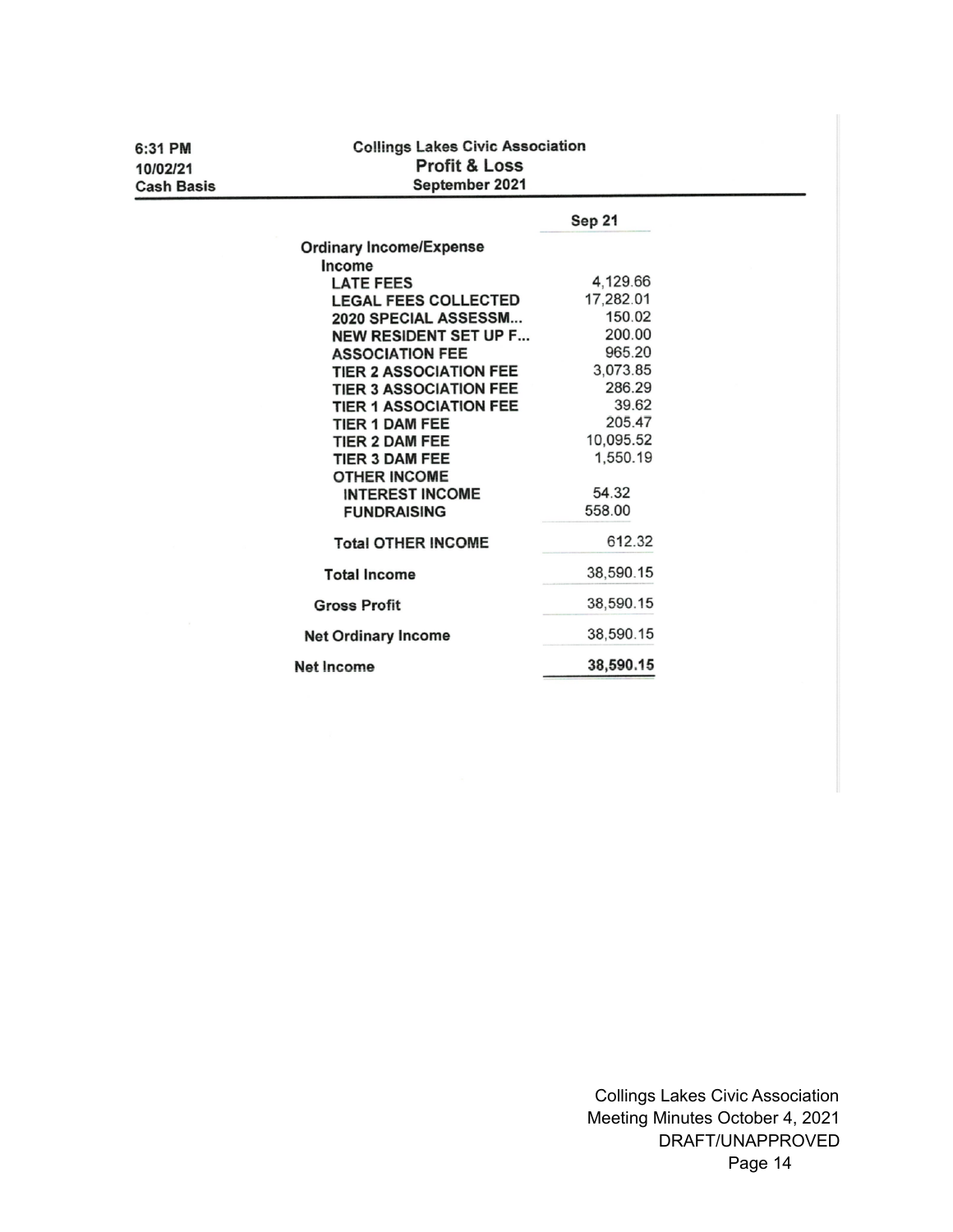6:31 PM
10/02/21
Cash Basis

**Collings Lakes Civic Association**
**Profit & Loss**
**September 2021**

| | Sep 21 |
|---|---|
| **Ordinary Income/Expense** | |
| **Income** | |
| **LATE FEES** | 4,129.66 |
| **LEGAL FEES COLLECTED** | 17,282.01 |
| **2020 SPECIAL ASSESSM...** | 150.02 |
| **NEW RESIDENT SET UP F...** | 200.00 |
| **ASSOCIATION FEE** | 965.20 |
| **TIER 2 ASSOCIATION FEE** | 3,073.85 |
| **TIER 3 ASSOCIATION FEE** | 286.29 |
| **TIER 1 ASSOCIATION FEE** | 39.62 |
| **TIER 1 DAM FEE** | 205.47 |
| **TIER 2 DAM FEE** | 10,095.52 |
| **TIER 3 DAM FEE** | 1,550.19 |
| **OTHER INCOME** | |
| **INTEREST INCOME** | 54.32 |
| **FUNDRAISING** | 558.00 |
| **Total OTHER INCOME** | 612.32 |
| **Total Income** | 38,590.15 |
| **Gross Profit** | 38,590.15 |
| **Net Ordinary Income** | 38,590.15 |
| **Net Income** | **38,590.15** |

Collings Lakes Civic Association
Meeting Minutes October 4, 2021
DRAFT/UNAPPROVED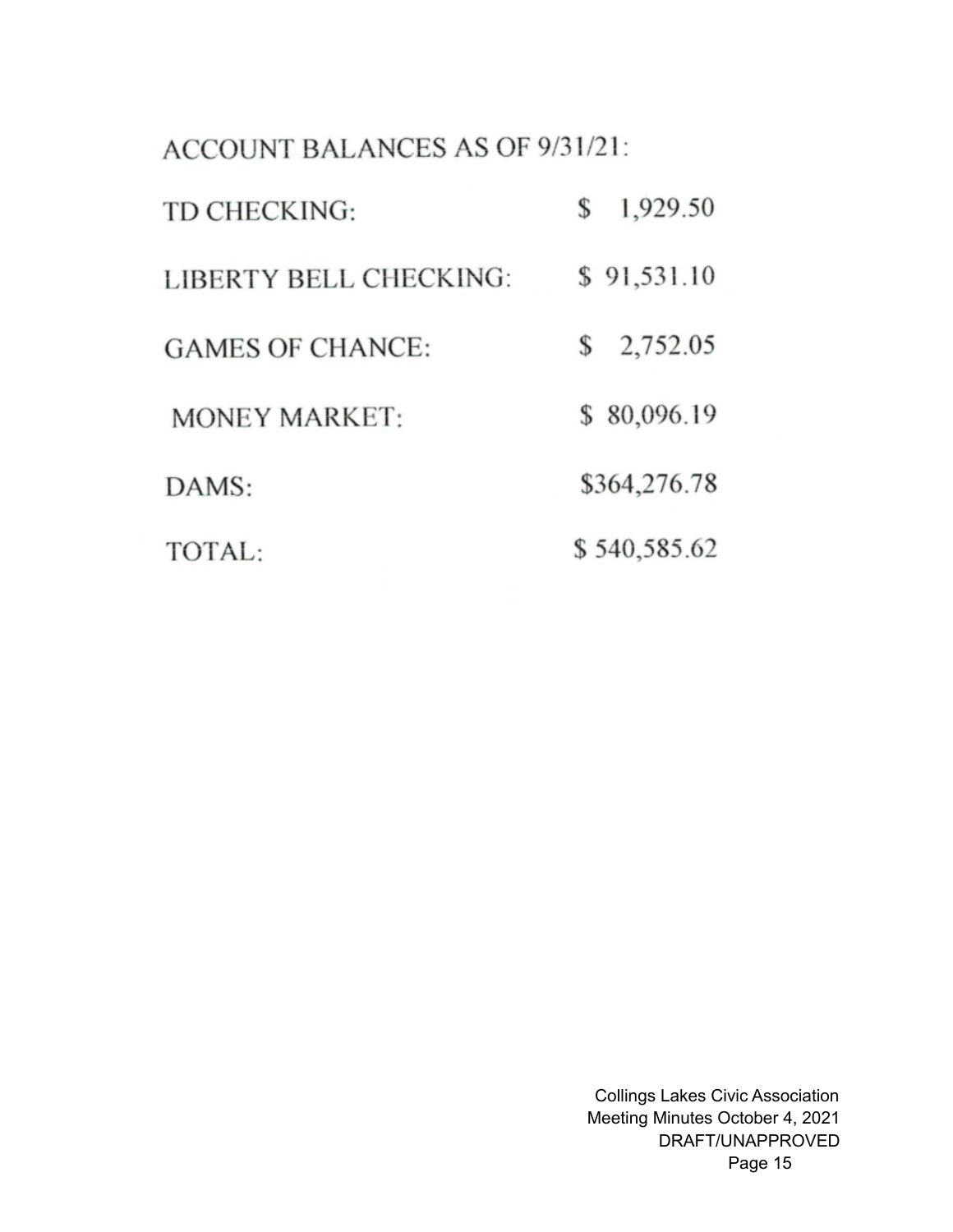ACCOUNT BALANCES AS OF 9/31/21:

| | |
|---|---|
| TD CHECKING: | $ 1,929.50 |
| LIBERTY BELL CHECKING: | $ 91,531.10 |
| GAMES OF CHANCE: | $ 2,752.05 |
| MONEY MARKET: | $ 80,096.19 |
| DAMS: | $364,276.78 |
| TOTAL: | $ 540,585.62 |